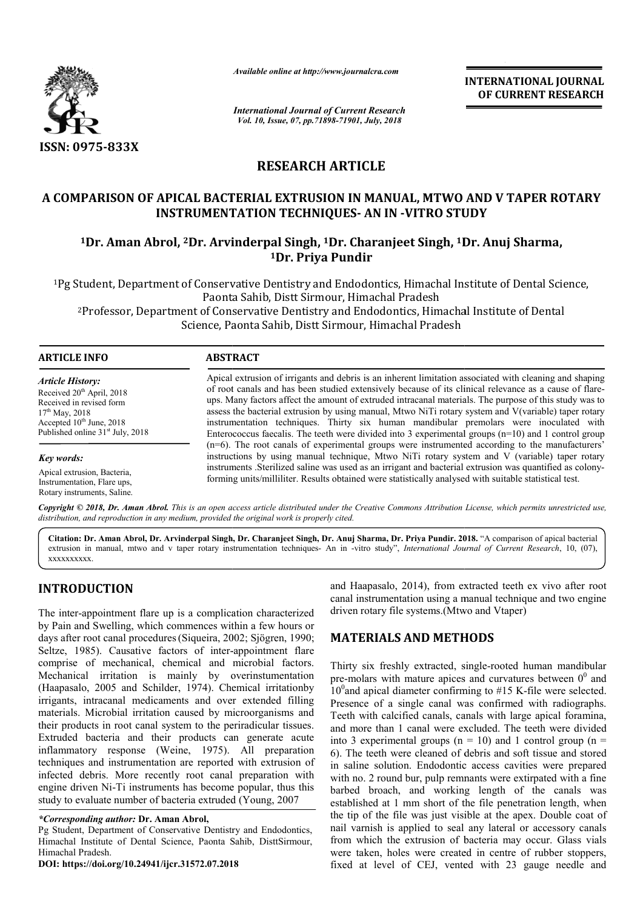ISSN: 0975-833X

*Available online at http://www.journalcra.com*

*International Journal of Current Research*
*Vol. 10, Issue, 07, pp.71898-71901, July, 2018*

**INTERNATIONAL JOURNAL OF CURRENT RESEARCH**

## RESEARCH ARTICLE

# A COMPARISON OF APICAL BACTERIAL EXTRUSION IN MANUAL, MTWO AND V TAPER ROTARY INSTRUMENTATION TECHNIQUES- AN IN -VITRO STUDY

**[1]Dr. Aman Abrol, [2]Dr. Arvinderpal Singh, [1]Dr. Charanjeet Singh, [1]Dr. Anuj Sharma, [1]Dr. Priya Pundir**

[1]Pg Student, Department of Conservative Dentistry and Endodontics, Himachal Institute of Dental Science, Paonta Sahib, Distt Sirmour, Himachal Pradesh

[2]Professor, Department of Conservative Dentistry and Endodontics, Himachal Institute of Dental Science, Paonta Sahib, Distt Sirmour, Himachal Pradesh

**ARTICLE INFO**

*Article History:*
Received 20th April, 2018
Received in revised form
17th May, 2018
Accepted 10th June, 2018
Published online 31st July, 2018

*Key words:*
Apical extrusion, Bacteria, Instrumentation, Flare ups, Rotary instruments, Saline.

**ABSTRACT**

Apical extrusion of irrigants and debris is an inherent limitation associated with cleaning and shaping of root canals and has been studied extensively because of its clinical relevance as a cause of flare-ups. Many factors affect the amount of extruded intracanal materials. The purpose of this study was to assess the bacterial extrusion by using manual, Mtwo NiTi rotary system and V(variable) taper rotary instrumentation techniques. Thirty six human mandibular premolars were inoculated with Enterococcus faecalis. The teeth were divided into 3 experimental groups (n=10) and 1 control group (n=6). The root canals of experimental groups were instrumented according to the manufacturers' instructions by using manual technique, Mtwo NiTi rotary system and V (variable) taper rotary instruments .Sterilized saline was used as an irrigant and bacterial extrusion was quantified as colony-forming units/milliliter. Results obtained were statistically analysed with suitable statistical test.

*Copyright © 2018, Dr. Aman Abrol. This is an open access article distributed under the Creative Commons Attribution License, which permits unrestricted use, distribution, and reproduction in any medium, provided the original work is properly cited.*

**Citation: Dr. Aman Abrol, Dr. Arvinderpal Singh, Dr. Charanjeet Singh, Dr. Anuj Sharma, Dr. Priya Pundir. 2018.** "A comparison of apical bacterial extrusion in manual, mtwo and v taper rotary instrumentation techniques- An in -vitro study", *International Journal of Current Research*, 10, (07), xxxxxxxxxx.

## INTRODUCTION

The inter-appointment flare up is a complication characterized by Pain and Swelling, which commences within a few hours or days after root canal procedures (Siqueira, 2002; Sjögren, 1990; Seltze, 1985). Causative factors of inter-appointment flare comprise of mechanical, chemical and microbial factors. Mechanical irritation is mainly by overinstumentation (Haapasalo, 2005 and Schilder, 1974). Chemical irritationby irrigants, intracanal medicaments and over extended filling materials. Microbial irritation caused by microorganisms and their products in root canal system to the periradicular tissues. Extruded bacteria and their products can generate acute inflammatory response (Weine, 1975). All preparation techniques and instrumentation are reported with extrusion of infected debris. More recently root canal preparation with engine driven Ni-Ti instruments has become popular, thus this study to evaluate number of bacteria extruded (Young, 2007 and Haapasalo, 2014), from extracted teeth ex vivo after root canal instrumentation using a manual technique and two engine driven rotary file systems.(Mtwo and Vtaper)

*\*Corresponding author:* **Dr. Aman Abrol,**
Pg Student, Department of Conservative Dentistry and Endodontics, Himachal Institute of Dental Science, Paonta Sahib, DisttSirmour, Himachal Pradesh.
**DOI: https://doi.org/10.24941/ijcr.31572.07.2018**

## MATERIALS AND METHODS

Thirty six freshly extracted, single-rooted human mandibular pre-molars with mature apices and curvatures between $0^0$ and $10^0$and apical diameter confirming to #15 K-file were selected. Presence of a single canal was confirmed with radiographs. Teeth with calcified canals, canals with large apical foramina, and more than 1 canal were excluded. The teeth were divided into 3 experimental groups (n = 10) and 1 control group (n = 6). The teeth were cleaned of debris and soft tissue and stored in saline solution. Endodontic access cavities were prepared with no. 2 round bur, pulp remnants were extirpated with a fine barbed broach, and working length of the canals was established at 1 mm short of the file penetration length, when the tip of the file was just visible at the apex. Double coat of nail varnish is applied to seal any lateral or accessory canals from which the extrusion of bacteria may occur. Glass vials were taken, holes were created in centre of rubber stoppers, fixed at level of CEJ, vented with 23 gauge needle and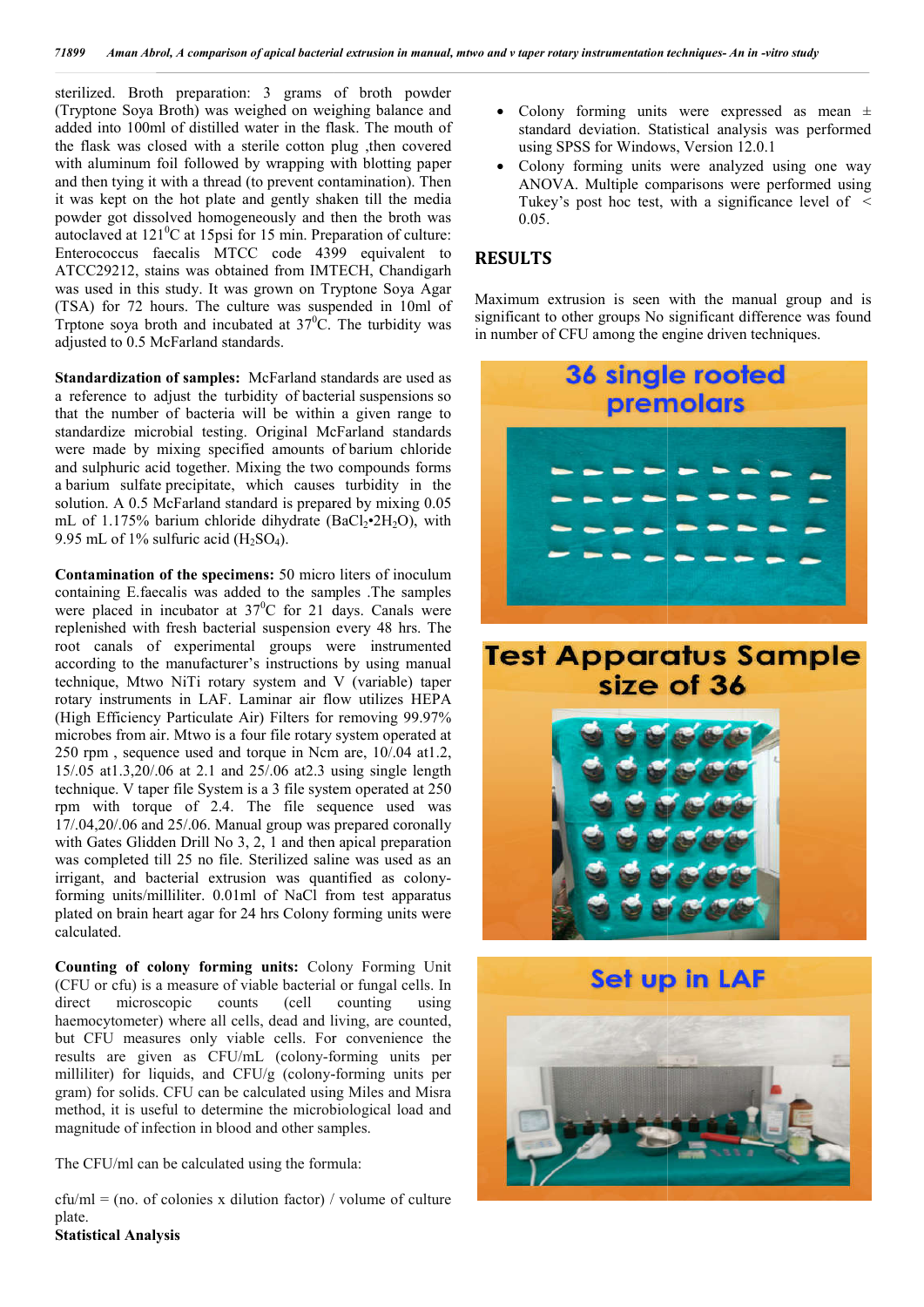sterilized. Broth preparation: 3 grams of broth powder (Tryptone Soya Broth) was weighed on weighing balance and added into 100ml of distilled water in the flask. The mouth of the flask was closed with a sterile cotton plug ,then covered with aluminum foil followed by wrapping with blotting paper and then tying it with a thread (to prevent contamination). Then it was kept on the hot plate and gently shaken till the media powder got dissolved homogeneously and then the broth was autoclaved at $121^0$C at 15psi for 15 min. Preparation of culture: Enterococcus faecalis MTCC code 4399 equivalent to ATCC29212, stains was obtained from IMTECH, Chandigarh was used in this study. It was grown on Tryptone Soya Agar (TSA) for 72 hours. The culture was suspended in 10ml of Trptone soya broth and incubated at $37^0$C. The turbidity was adjusted to 0.5 McFarland standards.

**Standardization of samples:** McFarland standards are used as a reference to adjust the turbidity of bacterial suspensions so that the number of bacteria will be within a given range to standardize microbial testing. Original McFarland standards were made by mixing specified amounts of barium chloride and sulphuric acid together. Mixing the two compounds forms a barium sulfate precipitate, which causes turbidity in the solution. A 0.5 McFarland standard is prepared by mixing 0.05 mL of 1.175% barium chloride dihydrate ($BaCl_2 \cdot 2H_2O$), with 9.95 mL of 1% sulfuric acid ($H_2SO_4$).

**Contamination of the specimens:** 50 micro liters of inoculum containing E.faecalis was added to the samples .The samples were placed in incubator at $37^0$C for 21 days. Canals were replenished with fresh bacterial suspension every 48 hrs. The root canals of experimental groups were instrumented according to the manufacturer's instructions by using manual technique, Mtwo NiTi rotary system and V (variable) taper rotary instruments in LAF. Laminar air flow utilizes HEPA (High Efficiency Particulate Air) Filters for removing 99.97% microbes from air. Mtwo is a four file rotary system operated at 250 rpm , sequence used and torque in Ncm are, 10/.04 at1.2, 15/.05 at1.3,20/.06 at 2.1 and 25/.06 at2.3 using single length technique. V taper file System is a 3 file system operated at 250 rpm with torque of 2.4. The file sequence used was 17/.04,20/.06 and 25/.06. Manual group was prepared coronally with Gates Glidden Drill No 3, 2, 1 and then apical preparation was completed till 25 no file. Sterilized saline was used as an irrigant, and bacterial extrusion was quantified as colony-forming units/milliliter. 0.01ml of NaCl from test apparatus plated on brain heart agar for 24 hrs Colony forming units were calculated.

**Counting of colony forming units:** Colony Forming Unit (CFU or cfu) is a measure of viable bacterial or fungal cells. In direct microscopic counts (cell counting using haemocytometer) where all cells, dead and living, are counted, but CFU measures only viable cells. For convenience the results are given as CFU/mL (colony-forming units per milliliter) for liquids, and CFU/g (colony-forming units per gram) for solids. CFU can be calculated using Miles and Misra method, it is useful to determine the microbiological load and magnitude of infection in blood and other samples.

The CFU/ml can be calculated using the formula:

cfu/ml = (no. of colonies x dilution factor) / volume of culture plate.

**Statistical Analysis**

- Colony forming units were expressed as mean ± standard deviation. Statistical analysis was performed using SPSS for Windows, Version 12.0.1
- Colony forming units were analyzed using one way ANOVA. Multiple comparisons were performed using Tukey's post hoc test, with a significance level of < 0.05.

## RESULTS

Maximum extrusion is seen with the manual group and is significant to other groups No significant difference was found in number of CFU among the engine driven techniques.

36 single rooted premolars

Test Apparatus Sample size of 36

Set up in LAF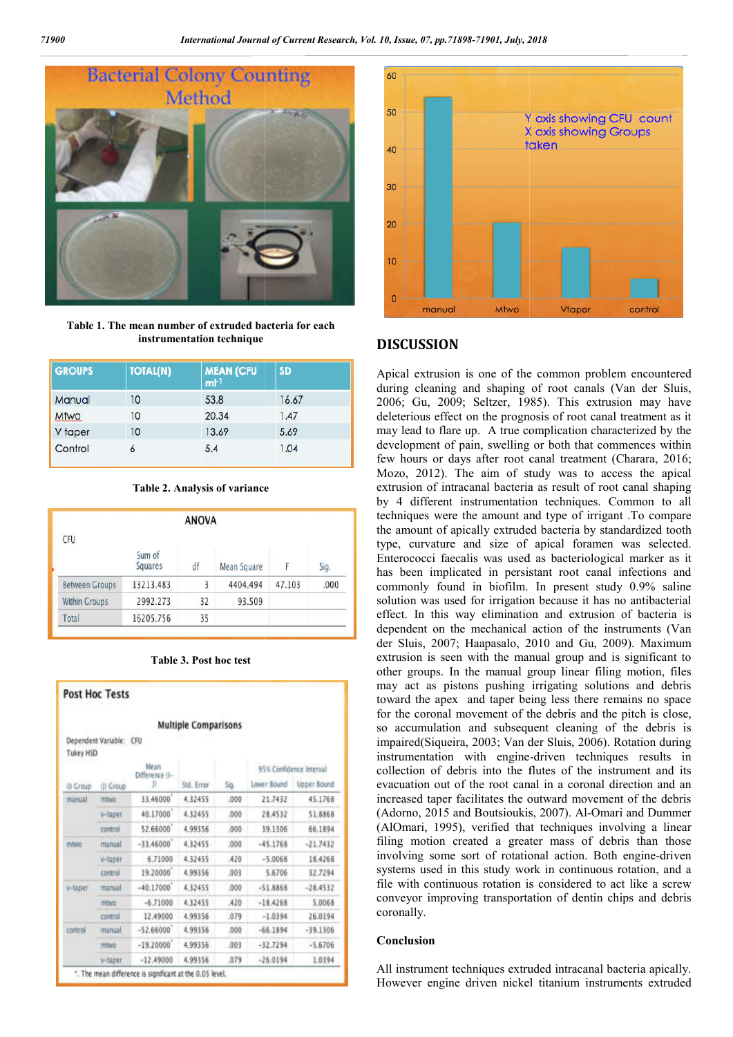Table 1. The mean number of extruded bacteria for each instrumentation technique

| GROUPS | TOTAL(N) | MEAN (CFU ml⁻¹) | SD |
|---|---|---|---|
| Manual | 10 | 53.8 | 16.67 |
| Mtwo | 10 | 20.34 | 1.47 |
| V taper | 10 | 13.69 | 5.69 |
| Control | 6 | 5.4 | 1.04 |

Table 2. Analysis of variance

ANOVA

CFU

| | Sum of Squares | df | Mean Square | F | Sig. |
|---|---|---|---|---|---|
| Between Groups | 13213.483 | 3 | 4404.494 | 47.103 | .000 |
| Within Groups | 2992.273 | 32 | 93.509 | | |
| Total | 16205.756 | 35 | | | |

Table 3. Post hoc test

Post Hoc Tests

Multiple Comparisons

Dependent Variable: CFU
Tukey HSD

| (I) Group | (J) Group | Mean Difference (I-J) | Std. Error | Sig. | 95% Confidence Interval Lower Bound | 95% Confidence Interval Upper Bound |
|---|---|---|---|---|---|---|
| manual | mtwo | 33.46000* | 4.32455 | .000 | 21.7432 | 45.1768 |
| | v-taper | 40.17000* | 4.32455 | .000 | 28.4532 | 51.8868 |
| | control | 52.66000* | 4.99356 | .000 | 39.1306 | 66.1894 |
| mtwo | manual | -33.46000* | 4.32455 | .000 | -45.1768 | -21.7432 |
| | v-taper | 6.71000 | 4.32455 | .420 | -5.0068 | 18.4268 |
| | control | 19.20000* | 4.99356 | .003 | 5.6706 | 32.7294 |
| v-taper | manual | -40.17000* | 4.32455 | .000 | -51.8868 | -28.4532 |
| | mtwo | -6.71000 | 4.32455 | .420 | -18.4268 | 5.0068 |
| | control | 12.49000 | 4.99356 | .079 | -1.0394 | 26.0194 |
| control | manual | -52.66000* | 4.99356 | .000 | -66.1894 | -39.1306 |
| | mtwo | -19.20000* | 4.99356 | .003 | -32.7294 | -5.6706 |
| | v-taper | -12.49000 | 4.99356 | .079 | -26.0194 | 1.0394 |

*. The mean difference is significant at the 0.05 level.

## DISCUSSION

Apical extrusion is one of the common problem encountered during cleaning and shaping of root canals (Van der Sluis, 2006; Gu, 2009; Seltzer, 1985). This extrusion may have deleterious effect on the prognosis of root canal treatment as it may lead to flare up. A true complication characterized by the development of pain, swelling or both that commences within few hours or days after root canal treatment (Charara, 2016; Mozo, 2012). The aim of study was to access the apical extrusion of intracanal bacteria as result of root canal shaping by 4 different instrumentation techniques. Common to all techniques were the amount and type of irrigant .To compare the amount of apically extruded bacteria by standardized tooth type, curvature and size of apical foramen was selected. Enterococci faecalis was used as bacteriological marker as it has been implicated in persistant root canal infections and commonly found in biofilm. In present study 0.9% saline solution was used for irrigation because it has no antibacterial effect. In this way elimination and extrusion of bacteria is dependent on the mechanical action of the instruments (Van der Sluis, 2007; Haapasalo, 2010 and Gu, 2009). Maximum extrusion is seen with the manual group and is significant to other groups. In the manual group linear filing motion, files may act as pistons pushing irrigating solutions and debris toward the apex and taper being less there remains no space for the coronal movement of the debris and the pitch is close, so accumulation and subsequent cleaning of the debris is impaired(Siqueira, 2003; Van der Sluis, 2006). Rotation during instrumentation with engine-driven techniques results in collection of debris into the flutes of the instrument and its evacuation out of the root canal in a coronal direction and an increased taper facilitates the outward movement of the debris (Adorno, 2015 and Boutsioukis, 2007). Al-Omari and Dummer (AlOmari, 1995), verified that techniques involving a linear filing motion created a greater mass of debris than those involving some sort of rotational action. Both engine-driven systems used in this study work in continuous rotation, and a file with continuous rotation is considered to act like a screw conveyor improving transportation of dentin chips and debris coronally.

### Conclusion

All instrument techniques extruded intracanal bacteria apically. However engine driven nickel titanium instruments extruded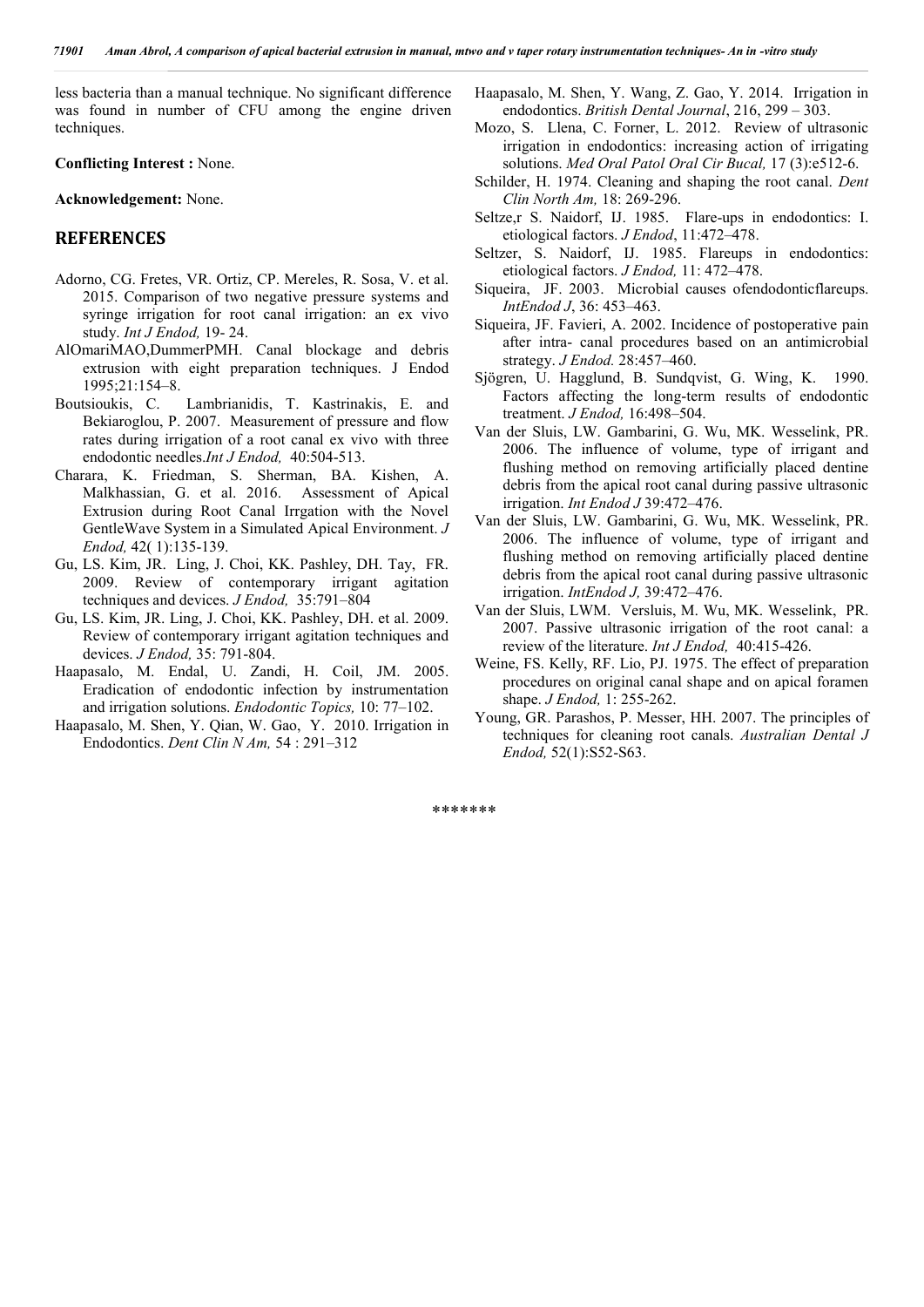less bacteria than a manual technique. No significant difference was found in number of CFU among the engine driven techniques.

**Conflicting Interest :** None.

**Acknowledgement:** None.

## REFERENCES

Adorno, CG. Fretes, VR. Ortiz, CP. Mereles, R. Sosa, V. et al. 2015. Comparison of two negative pressure systems and syringe irrigation for root canal irrigation: an ex vivo study. *Int J Endod,* 19- 24.

AlOmariMAO,DummerPMH. Canal blockage and debris extrusion with eight preparation techniques. J Endod 1995;21:154–8.

Boutsioukis, C. Lambrianidis, T. Kastrinakis, E. and Bekiaroglou, P. 2007. Measurement of pressure and flow rates during irrigation of a root canal ex vivo with three endodontic needles.*Int J Endod,* 40:504-513.

Charara, K. Friedman, S. Sherman, BA. Kishen, A. Malkhassian, G. et al. 2016. Assessment of Apical Extrusion during Root Canal Irrgation with the Novel GentleWave System in a Simulated Apical Environment. *J Endod,* 42( 1):135-139.

Gu, LS. Kim, JR. Ling, J. Choi, KK. Pashley, DH. Tay, FR. 2009. Review of contemporary irrigant agitation techniques and devices. *J Endod,* 35:791–804

Gu, LS. Kim, JR. Ling, J. Choi, KK. Pashley, DH. et al. 2009. Review of contemporary irrigant agitation techniques and devices. *J Endod,* 35: 791-804.

Haapasalo, M. Endal, U. Zandi, H. Coil, JM. 2005. Eradication of endodontic infection by instrumentation and irrigation solutions. *Endodontic Topics,* 10: 77–102.

Haapasalo, M. Shen, Y. Qian, W. Gao, Y. 2010. Irrigation in Endodontics. *Dent Clin N Am,* 54 : 291–312

Haapasalo, M. Shen, Y. Wang, Z. Gao, Y. 2014. Irrigation in endodontics. *British Dental Journal*, 216, 299 – 303.

Mozo, S. Llena, C. Forner, L. 2012. Review of ultrasonic irrigation in endodontics: increasing action of irrigating solutions. *Med Oral Patol Oral Cir Bucal,* 17 (3):e512-6.

Schilder, H. 1974. Cleaning and shaping the root canal. *Dent Clin North Am,* 18: 269-296.

Seltze,r S. Naidorf, IJ. 1985. Flare-ups in endodontics: I. etiological factors. *J Endod*, 11:472–478.

Seltzer, S. Naidorf, IJ. 1985. Flareups in endodontics: etiological factors. *J Endod,* 11: 472–478.

Siqueira, JF. 2003. Microbial causes ofendodonticflareups. *IntEndod J*, 36: 453–463.

Siqueira, JF. Favieri, A. 2002. Incidence of postoperative pain after intra- canal procedures based on an antimicrobial strategy. *J Endod.* 28:457–460.

Sjögren, U. Hagglund, B. Sundqvist, G. Wing, K. 1990. Factors affecting the long-term results of endodontic treatment. *J Endod,* 16:498–504.

Van der Sluis, LW. Gambarini, G. Wu, MK. Wesselink, PR. 2006. The influence of volume, type of irrigant and flushing method on removing artificially placed dentine debris from the apical root canal during passive ultrasonic irrigation. *Int Endod J* 39:472–476.

Van der Sluis, LW. Gambarini, G. Wu, MK. Wesselink, PR. 2006. The influence of volume, type of irrigant and flushing method on removing artificially placed dentine debris from the apical root canal during passive ultrasonic irrigation. *IntEndod J,* 39:472–476.

Van der Sluis, LWM. Versluis, M. Wu, MK. Wesselink, PR. 2007. Passive ultrasonic irrigation of the root canal: a review of the literature. *Int J Endod,* 40:415-426.

Weine, FS. Kelly, RF. Lio, PJ. 1975. The effect of preparation procedures on original canal shape and on apical foramen shape. *J Endod,* 1: 255-262.

Young, GR. Parashos, P. Messer, HH. 2007. The principles of techniques for cleaning root canals. *Australian Dental J Endod,* 52(1):S52-S63.

*******